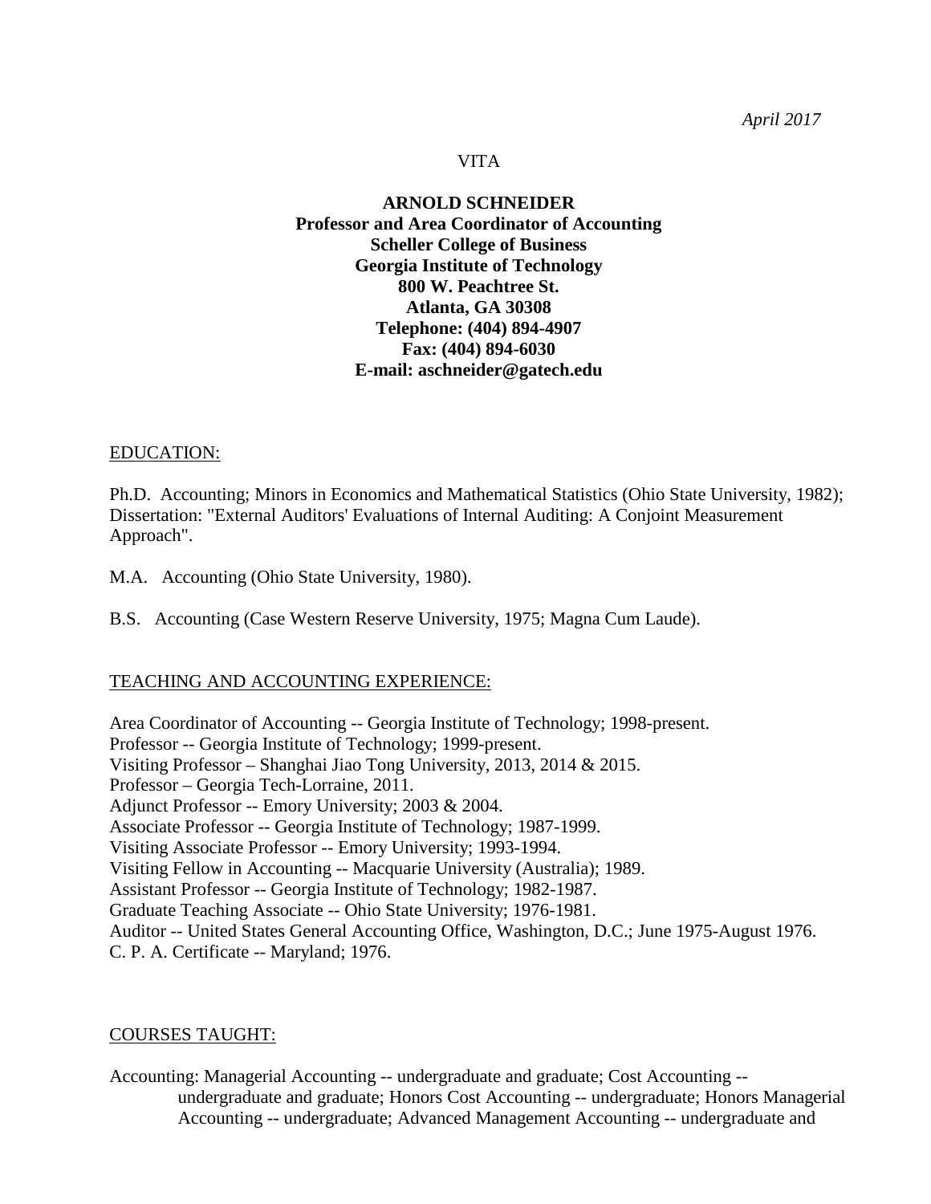*April 2017*

VITA

**ARNOLD SCHNEIDER**
**Professor and Area Coordinator of Accounting**
**Scheller College of Business**
**Georgia Institute of Technology**
**800 W. Peachtree St.**
**Atlanta, GA 30308**
**Telephone: (404) 894-4907**
**Fax: (404) 894-6030**
**E-mail: aschneider@gatech.edu**

## EDUCATION:

Ph.D. Accounting; Minors in Economics and Mathematical Statistics (Ohio State University, 1982); Dissertation: "External Auditors' Evaluations of Internal Auditing: A Conjoint Measurement Approach".

M.A. Accounting (Ohio State University, 1980).

B.S. Accounting (Case Western Reserve University, 1975; Magna Cum Laude).

## TEACHING AND ACCOUNTING EXPERIENCE:

Area Coordinator of Accounting -- Georgia Institute of Technology; 1998-present.
Professor -- Georgia Institute of Technology; 1999-present.
Visiting Professor – Shanghai Jiao Tong University, 2013, 2014 & 2015.
Professor – Georgia Tech-Lorraine, 2011.
Adjunct Professor -- Emory University; 2003 & 2004.
Associate Professor -- Georgia Institute of Technology; 1987-1999.
Visiting Associate Professor -- Emory University; 1993-1994.
Visiting Fellow in Accounting -- Macquarie University (Australia); 1989.
Assistant Professor -- Georgia Institute of Technology; 1982-1987.
Graduate Teaching Associate -- Ohio State University; 1976-1981.
Auditor -- United States General Accounting Office, Washington, D.C.; June 1975-August 1976.
C. P. A. Certificate -- Maryland; 1976.

## COURSES TAUGHT:

Accounting: Managerial Accounting -- undergraduate and graduate; Cost Accounting -- undergraduate and graduate; Honors Cost Accounting -- undergraduate; Honors Managerial Accounting -- undergraduate; Advanced Management Accounting -- undergraduate and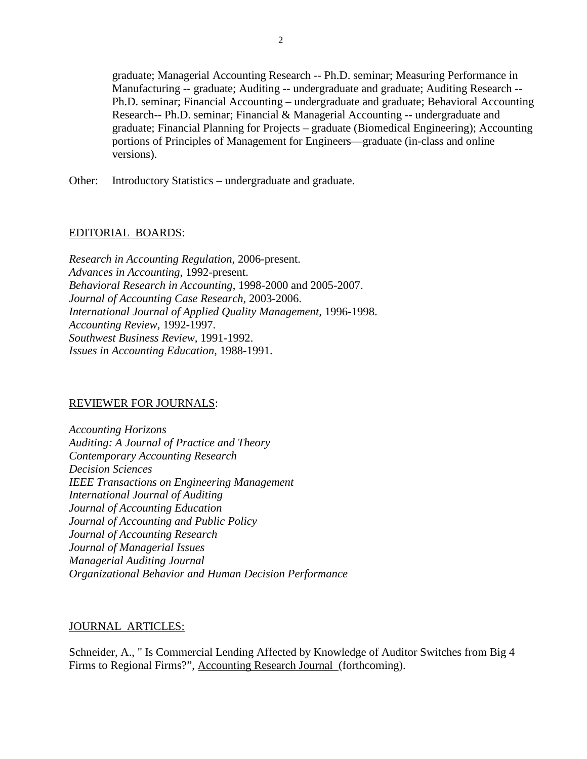graduate; Managerial Accounting Research -- Ph.D. seminar; Measuring Performance in Manufacturing -- graduate; Auditing -- undergraduate and graduate; Auditing Research -- Ph.D. seminar; Financial Accounting – undergraduate and graduate; Behavioral Accounting Research-- Ph.D. seminar; Financial & Managerial Accounting -- undergraduate and graduate; Financial Planning for Projects – graduate (Biomedical Engineering); Accounting portions of Principles of Management for Engineers—graduate (in-class and online versions).

Other: Introductory Statistics – undergraduate and graduate.

## EDITORIAL BOARDS:

*Research in Accounting Regulation*, 2006-present.
*Advances in Accounting*, 1992-present.
*Behavioral Research in Accounting*, 1998-2000 and 2005-2007.
*Journal of Accounting Case Research*, 2003-2006.
*International Journal of Applied Quality Management*, 1996-1998.
*Accounting Review*, 1992-1997.
*Southwest Business Review*, 1991-1992.
*Issues in Accounting Education*, 1988-1991.

## REVIEWER FOR JOURNALS:

*Accounting Horizons*
*Auditing: A Journal of Practice and Theory*
*Contemporary Accounting Research*
*Decision Sciences*
*IEEE Transactions on Engineering Management*
*International Journal of Auditing*
*Journal of Accounting Education*
*Journal of Accounting and Public Policy*
*Journal of Accounting Research*
*Journal of Managerial Issues*
*Managerial Auditing Journal*
*Organizational Behavior and Human Decision Performance*

## JOURNAL ARTICLES:

Schneider, A., " Is Commercial Lending Affected by Knowledge of Auditor Switches from Big 4 Firms to Regional Firms?", Accounting Research Journal (forthcoming).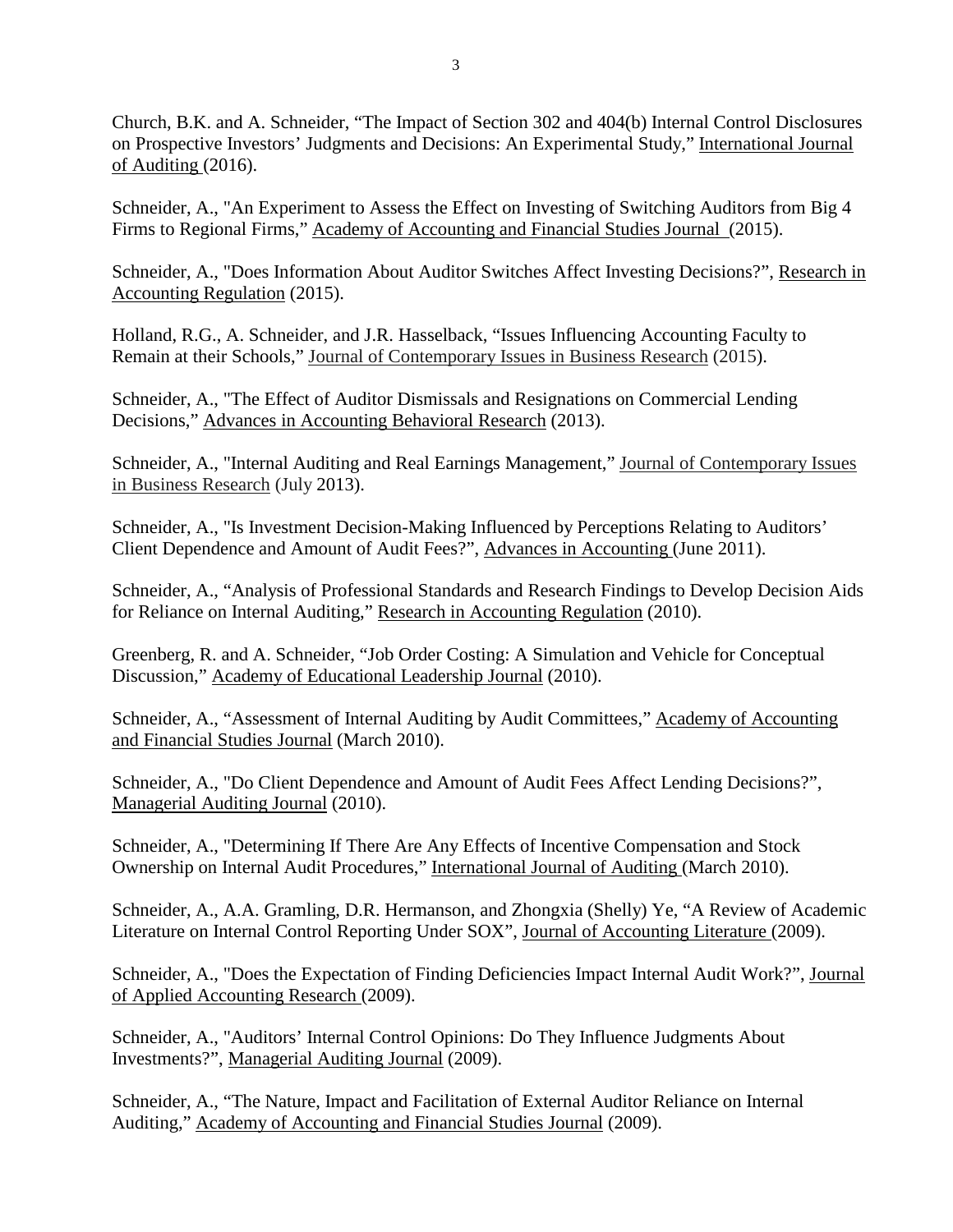Church, B.K. and A. Schneider, "The Impact of Section 302 and 404(b) Internal Control Disclosures on Prospective Investors' Judgments and Decisions: An Experimental Study," International Journal of Auditing (2016).

Schneider, A., "An Experiment to Assess the Effect on Investing of Switching Auditors from Big 4 Firms to Regional Firms," Academy of Accounting and Financial Studies Journal (2015).

Schneider, A., "Does Information About Auditor Switches Affect Investing Decisions?", Research in Accounting Regulation (2015).

Holland, R.G., A. Schneider, and J.R. Hasselback, "Issues Influencing Accounting Faculty to Remain at their Schools," Journal of Contemporary Issues in Business Research (2015).

Schneider, A., "The Effect of Auditor Dismissals and Resignations on Commercial Lending Decisions," Advances in Accounting Behavioral Research (2013).

Schneider, A., "Internal Auditing and Real Earnings Management," Journal of Contemporary Issues in Business Research (July 2013).

Schneider, A., "Is Investment Decision-Making Influenced by Perceptions Relating to Auditors' Client Dependence and Amount of Audit Fees?", Advances in Accounting (June 2011).

Schneider, A., "Analysis of Professional Standards and Research Findings to Develop Decision Aids for Reliance on Internal Auditing," Research in Accounting Regulation (2010).

Greenberg, R. and A. Schneider, "Job Order Costing: A Simulation and Vehicle for Conceptual Discussion," Academy of Educational Leadership Journal (2010).

Schneider, A., "Assessment of Internal Auditing by Audit Committees," Academy of Accounting and Financial Studies Journal (March 2010).

Schneider, A., "Do Client Dependence and Amount of Audit Fees Affect Lending Decisions?", Managerial Auditing Journal (2010).

Schneider, A., "Determining If There Are Any Effects of Incentive Compensation and Stock Ownership on Internal Audit Procedures," International Journal of Auditing (March 2010).

Schneider, A., A.A. Gramling, D.R. Hermanson, and Zhongxia (Shelly) Ye, "A Review of Academic Literature on Internal Control Reporting Under SOX", Journal of Accounting Literature (2009).

Schneider, A., "Does the Expectation of Finding Deficiencies Impact Internal Audit Work?", Journal of Applied Accounting Research (2009).

Schneider, A., "Auditors' Internal Control Opinions: Do They Influence Judgments About Investments?", Managerial Auditing Journal (2009).

Schneider, A., "The Nature, Impact and Facilitation of External Auditor Reliance on Internal Auditing," Academy of Accounting and Financial Studies Journal (2009).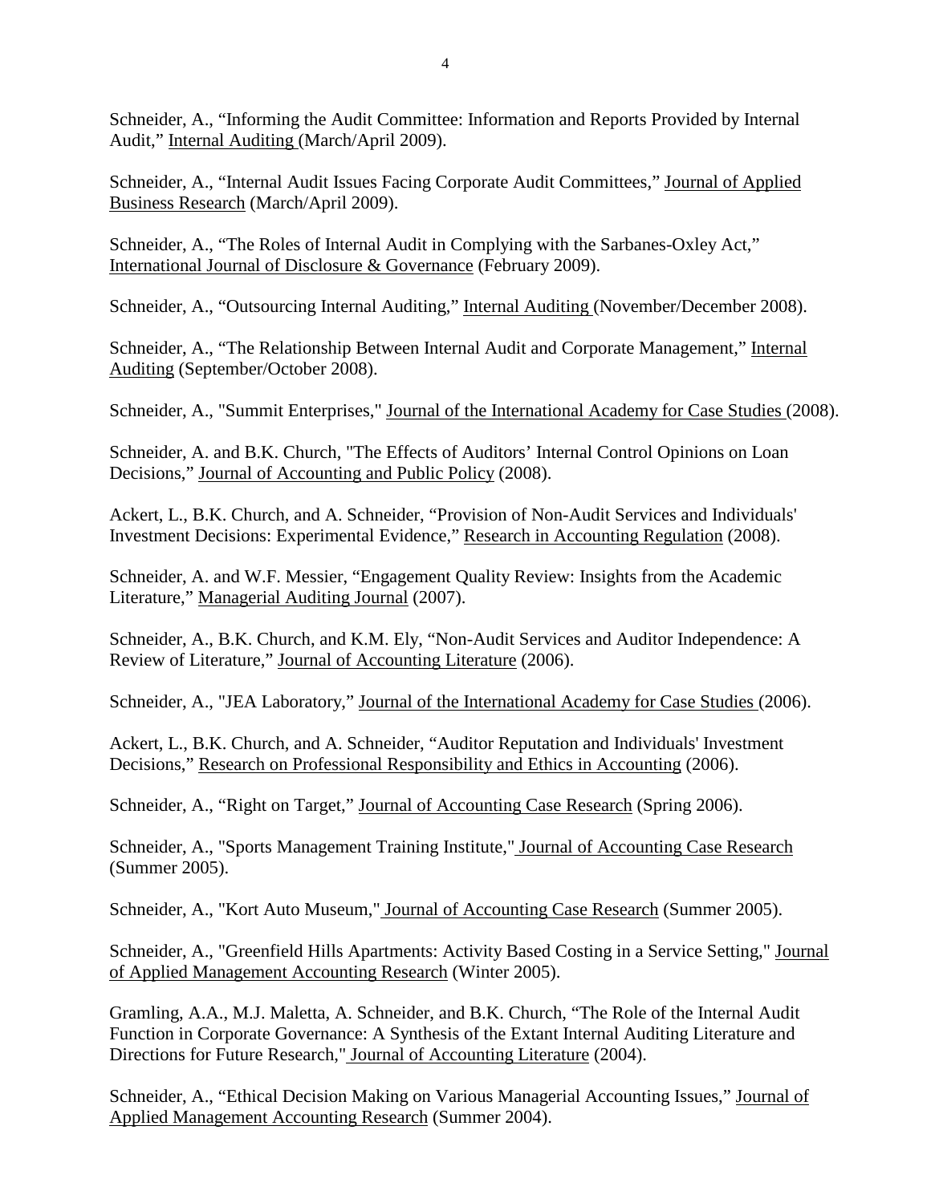Schneider, A., “Informing the Audit Committee: Information and Reports Provided by Internal Audit,” Internal Auditing (March/April 2009).

Schneider, A., “Internal Audit Issues Facing Corporate Audit Committees,” Journal of Applied Business Research (March/April 2009).

Schneider, A., “The Roles of Internal Audit in Complying with the Sarbanes-Oxley Act,” International Journal of Disclosure & Governance (February 2009).

Schneider, A., “Outsourcing Internal Auditing,” Internal Auditing (November/December 2008).

Schneider, A., “The Relationship Between Internal Audit and Corporate Management,” Internal Auditing (September/October 2008).

Schneider, A., "Summit Enterprises," Journal of the International Academy for Case Studies (2008).

Schneider, A. and B.K. Church, "The Effects of Auditors’ Internal Control Opinions on Loan Decisions,” Journal of Accounting and Public Policy (2008).

Ackert, L., B.K. Church, and A. Schneider, “Provision of Non-Audit Services and Individuals' Investment Decisions: Experimental Evidence,” Research in Accounting Regulation (2008).

Schneider, A. and W.F. Messier, “Engagement Quality Review: Insights from the Academic Literature,” Managerial Auditing Journal (2007).

Schneider, A., B.K. Church, and K.M. Ely, “Non-Audit Services and Auditor Independence: A Review of Literature,” Journal of Accounting Literature (2006).

Schneider, A., "JEA Laboratory," Journal of the International Academy for Case Studies (2006).

Ackert, L., B.K. Church, and A. Schneider, “Auditor Reputation and Individuals' Investment Decisions,” Research on Professional Responsibility and Ethics in Accounting (2006).

Schneider, A., “Right on Target,” Journal of Accounting Case Research (Spring 2006).

Schneider, A., "Sports Management Training Institute," Journal of Accounting Case Research (Summer 2005).

Schneider, A., "Kort Auto Museum," Journal of Accounting Case Research (Summer 2005).

Schneider, A., "Greenfield Hills Apartments: Activity Based Costing in a Service Setting," Journal of Applied Management Accounting Research (Winter 2005).

Gramling, A.A., M.J. Maletta, A. Schneider, and B.K. Church, “The Role of the Internal Audit Function in Corporate Governance: A Synthesis of the Extant Internal Auditing Literature and Directions for Future Research," Journal of Accounting Literature (2004).

Schneider, A., “Ethical Decision Making on Various Managerial Accounting Issues,” Journal of Applied Management Accounting Research (Summer 2004).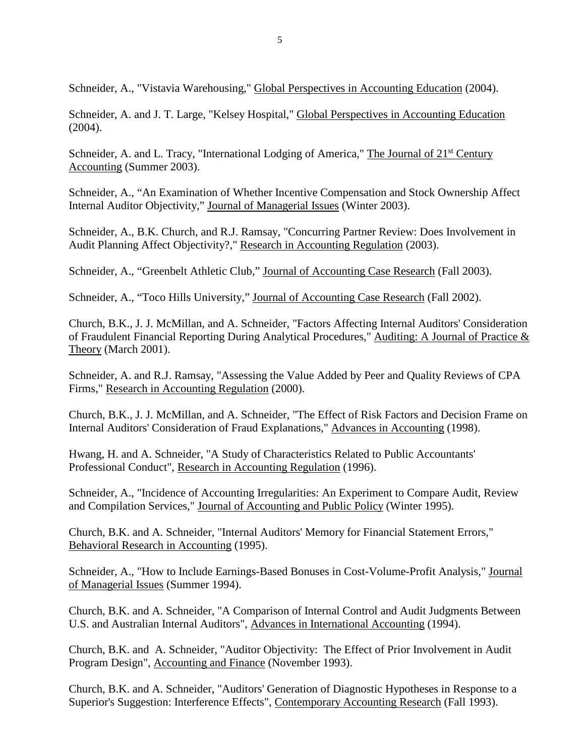Schneider, A., "Vistavia Warehousing," Global Perspectives in Accounting Education (2004).

Schneider, A. and J. T. Large, "Kelsey Hospital," Global Perspectives in Accounting Education (2004).

Schneider, A. and L. Tracy, "International Lodging of America," The Journal of 21st Century Accounting (Summer 2003).

Schneider, A., "An Examination of Whether Incentive Compensation and Stock Ownership Affect Internal Auditor Objectivity," Journal of Managerial Issues (Winter 2003).

Schneider, A., B.K. Church, and R.J. Ramsay, "Concurring Partner Review: Does Involvement in Audit Planning Affect Objectivity?," Research in Accounting Regulation (2003).

Schneider, A., "Greenbelt Athletic Club," Journal of Accounting Case Research (Fall 2003).

Schneider, A., "Toco Hills University," Journal of Accounting Case Research (Fall 2002).

Church, B.K., J. J. McMillan, and A. Schneider, "Factors Affecting Internal Auditors' Consideration of Fraudulent Financial Reporting During Analytical Procedures," Auditing: A Journal of Practice & Theory (March 2001).

Schneider, A. and R.J. Ramsay, "Assessing the Value Added by Peer and Quality Reviews of CPA Firms," Research in Accounting Regulation (2000).

Church, B.K., J. J. McMillan, and A. Schneider, "The Effect of Risk Factors and Decision Frame on Internal Auditors' Consideration of Fraud Explanations," Advances in Accounting (1998).

Hwang, H. and A. Schneider, "A Study of Characteristics Related to Public Accountants' Professional Conduct", Research in Accounting Regulation (1996).

Schneider, A., "Incidence of Accounting Irregularities: An Experiment to Compare Audit, Review and Compilation Services," Journal of Accounting and Public Policy (Winter 1995).

Church, B.K. and A. Schneider, "Internal Auditors' Memory for Financial Statement Errors," Behavioral Research in Accounting (1995).

Schneider, A., "How to Include Earnings-Based Bonuses in Cost-Volume-Profit Analysis," Journal of Managerial Issues (Summer 1994).

Church, B.K. and A. Schneider, "A Comparison of Internal Control and Audit Judgments Between U.S. and Australian Internal Auditors", Advances in International Accounting (1994).

Church, B.K. and A. Schneider, "Auditor Objectivity: The Effect of Prior Involvement in Audit Program Design", Accounting and Finance (November 1993).

Church, B.K. and A. Schneider, "Auditors' Generation of Diagnostic Hypotheses in Response to a Superior's Suggestion: Interference Effects", Contemporary Accounting Research (Fall 1993).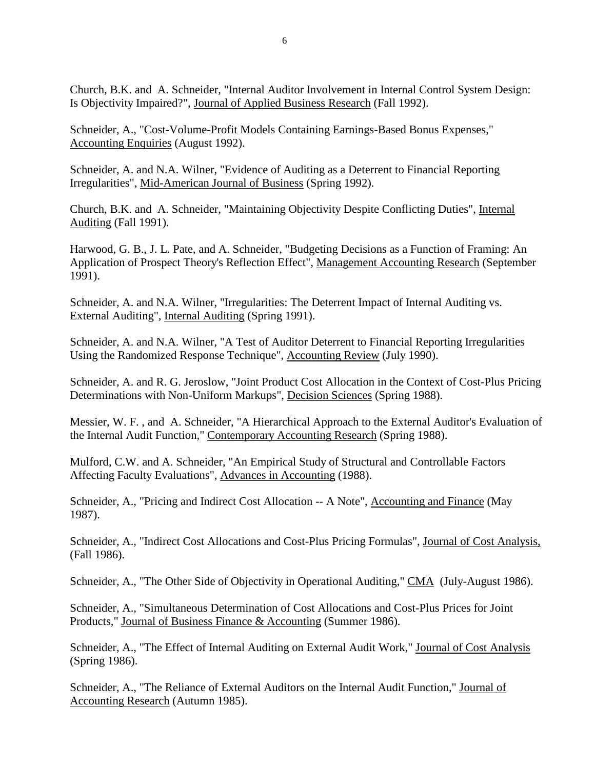Church, B.K. and A. Schneider, "Internal Auditor Involvement in Internal Control System Design: Is Objectivity Impaired?", Journal of Applied Business Research (Fall 1992).

Schneider, A., "Cost-Volume-Profit Models Containing Earnings-Based Bonus Expenses," Accounting Enquiries (August 1992).

Schneider, A. and N.A. Wilner, "Evidence of Auditing as a Deterrent to Financial Reporting Irregularities", Mid-American Journal of Business (Spring 1992).

Church, B.K. and A. Schneider, "Maintaining Objectivity Despite Conflicting Duties", Internal Auditing (Fall 1991).

Harwood, G. B., J. L. Pate, and A. Schneider, "Budgeting Decisions as a Function of Framing: An Application of Prospect Theory's Reflection Effect", Management Accounting Research (September 1991).

Schneider, A. and N.A. Wilner, "Irregularities: The Deterrent Impact of Internal Auditing vs. External Auditing", Internal Auditing (Spring 1991).

Schneider, A. and N.A. Wilner, "A Test of Auditor Deterrent to Financial Reporting Irregularities Using the Randomized Response Technique", Accounting Review (July 1990).

Schneider, A. and R. G. Jeroslow, "Joint Product Cost Allocation in the Context of Cost-Plus Pricing Determinations with Non-Uniform Markups", Decision Sciences (Spring 1988).

Messier, W. F. , and A. Schneider, "A Hierarchical Approach to the External Auditor's Evaluation of the Internal Audit Function," Contemporary Accounting Research (Spring 1988).

Mulford, C.W. and A. Schneider, "An Empirical Study of Structural and Controllable Factors Affecting Faculty Evaluations", Advances in Accounting (1988).

Schneider, A., "Pricing and Indirect Cost Allocation -- A Note", Accounting and Finance (May 1987).

Schneider, A., "Indirect Cost Allocations and Cost-Plus Pricing Formulas", Journal of Cost Analysis, (Fall 1986).

Schneider, A., "The Other Side of Objectivity in Operational Auditing," CMA (July-August 1986).

Schneider, A., "Simultaneous Determination of Cost Allocations and Cost-Plus Prices for Joint Products," Journal of Business Finance & Accounting (Summer 1986).

Schneider, A., "The Effect of Internal Auditing on External Audit Work," Journal of Cost Analysis (Spring 1986).

Schneider, A., "The Reliance of External Auditors on the Internal Audit Function," Journal of Accounting Research (Autumn 1985).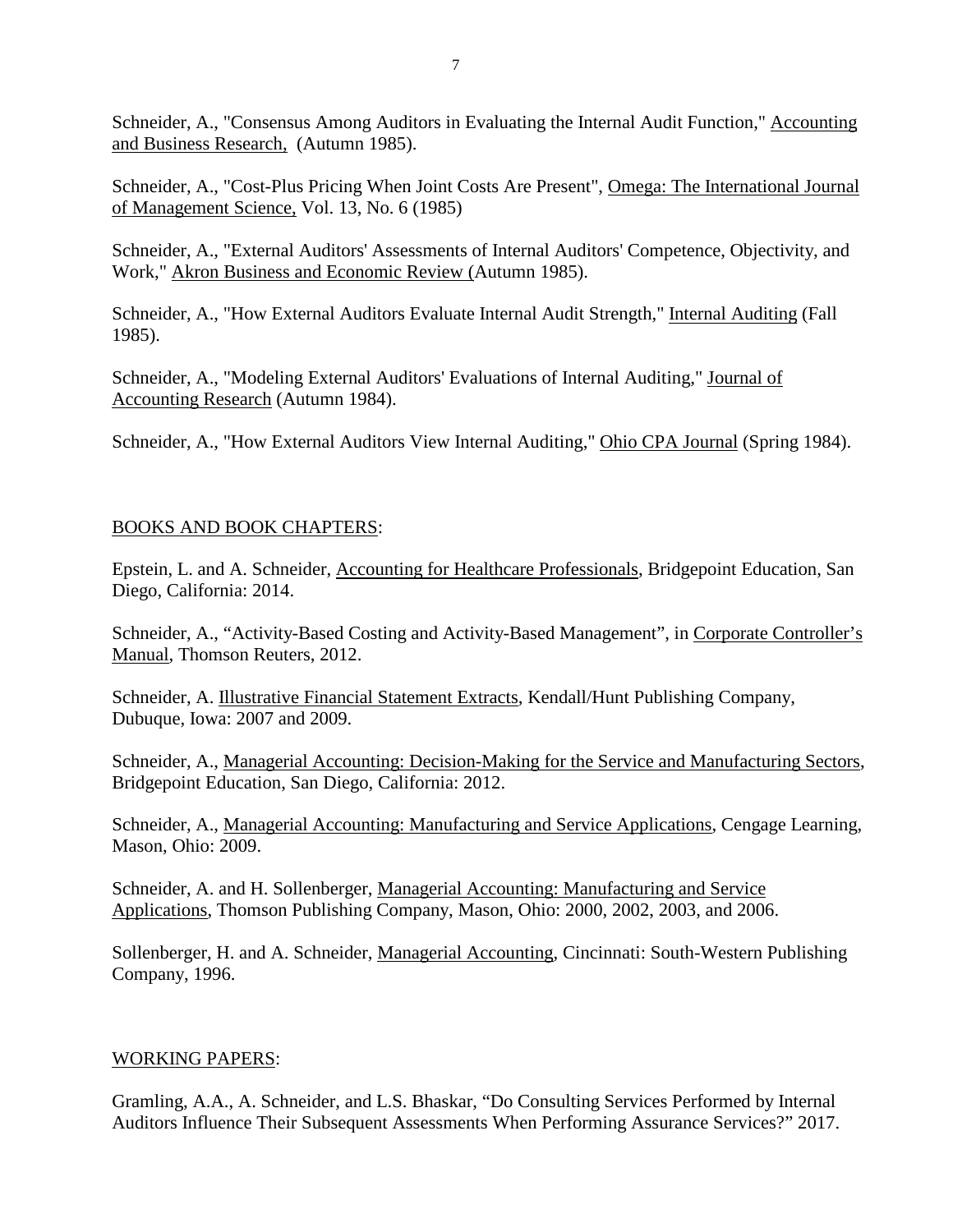Schneider, A., "Consensus Among Auditors in Evaluating the Internal Audit Function," Accounting and Business Research, (Autumn 1985).

Schneider, A., "Cost-Plus Pricing When Joint Costs Are Present", Omega: The International Journal of Management Science, Vol. 13, No. 6 (1985)

Schneider, A., "External Auditors' Assessments of Internal Auditors' Competence, Objectivity, and Work," Akron Business and Economic Review (Autumn 1985).

Schneider, A., "How External Auditors Evaluate Internal Audit Strength," Internal Auditing (Fall 1985).

Schneider, A., "Modeling External Auditors' Evaluations of Internal Auditing," Journal of Accounting Research (Autumn 1984).

Schneider, A., "How External Auditors View Internal Auditing," Ohio CPA Journal (Spring 1984).

## BOOKS AND BOOK CHAPTERS:

Epstein, L. and A. Schneider, Accounting for Healthcare Professionals, Bridgepoint Education, San Diego, California: 2014.

Schneider, A., "Activity-Based Costing and Activity-Based Management", in Corporate Controller's Manual, Thomson Reuters, 2012.

Schneider, A. Illustrative Financial Statement Extracts, Kendall/Hunt Publishing Company, Dubuque, Iowa: 2007 and 2009.

Schneider, A., Managerial Accounting: Decision-Making for the Service and Manufacturing Sectors, Bridgepoint Education, San Diego, California: 2012.

Schneider, A., Managerial Accounting: Manufacturing and Service Applications, Cengage Learning, Mason, Ohio: 2009.

Schneider, A. and H. Sollenberger, Managerial Accounting: Manufacturing and Service Applications, Thomson Publishing Company, Mason, Ohio: 2000, 2002, 2003, and 2006.

Sollenberger, H. and A. Schneider, Managerial Accounting, Cincinnati: South-Western Publishing Company, 1996.

## WORKING PAPERS:

Gramling, A.A., A. Schneider, and L.S. Bhaskar, "Do Consulting Services Performed by Internal Auditors Influence Their Subsequent Assessments When Performing Assurance Services?" 2017.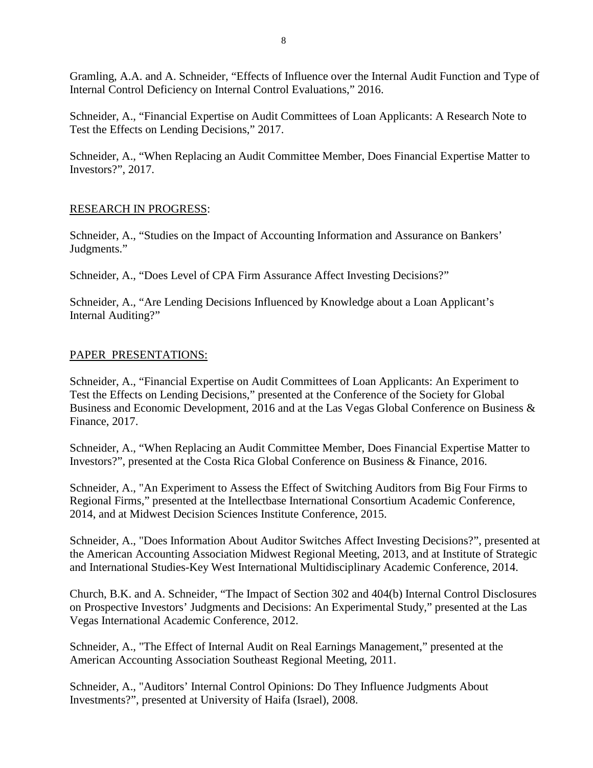Gramling, A.A. and A. Schneider, "Effects of Influence over the Internal Audit Function and Type of Internal Control Deficiency on Internal Control Evaluations," 2016.

Schneider, A., "Financial Expertise on Audit Committees of Loan Applicants: A Research Note to Test the Effects on Lending Decisions," 2017.

Schneider, A., "When Replacing an Audit Committee Member, Does Financial Expertise Matter to Investors?", 2017.

## RESEARCH IN PROGRESS:

Schneider, A., "Studies on the Impact of Accounting Information and Assurance on Bankers' Judgments."

Schneider, A., "Does Level of CPA Firm Assurance Affect Investing Decisions?"

Schneider, A., "Are Lending Decisions Influenced by Knowledge about a Loan Applicant's Internal Auditing?"

## PAPER PRESENTATIONS:

Schneider, A., "Financial Expertise on Audit Committees of Loan Applicants: An Experiment to Test the Effects on Lending Decisions," presented at the Conference of the Society for Global Business and Economic Development, 2016 and at the Las Vegas Global Conference on Business & Finance, 2017.

Schneider, A., "When Replacing an Audit Committee Member, Does Financial Expertise Matter to Investors?", presented at the Costa Rica Global Conference on Business & Finance, 2016.

Schneider, A., "An Experiment to Assess the Effect of Switching Auditors from Big Four Firms to Regional Firms," presented at the Intellectbase International Consortium Academic Conference, 2014, and at Midwest Decision Sciences Institute Conference, 2015.

Schneider, A., "Does Information About Auditor Switches Affect Investing Decisions?", presented at the American Accounting Association Midwest Regional Meeting, 2013, and at Institute of Strategic and International Studies-Key West International Multidisciplinary Academic Conference, 2014.

Church, B.K. and A. Schneider, "The Impact of Section 302 and 404(b) Internal Control Disclosures on Prospective Investors' Judgments and Decisions: An Experimental Study," presented at the Las Vegas International Academic Conference, 2012.

Schneider, A., "The Effect of Internal Audit on Real Earnings Management," presented at the American Accounting Association Southeast Regional Meeting, 2011.

Schneider, A., "Auditors' Internal Control Opinions: Do They Influence Judgments About Investments?", presented at University of Haifa (Israel), 2008.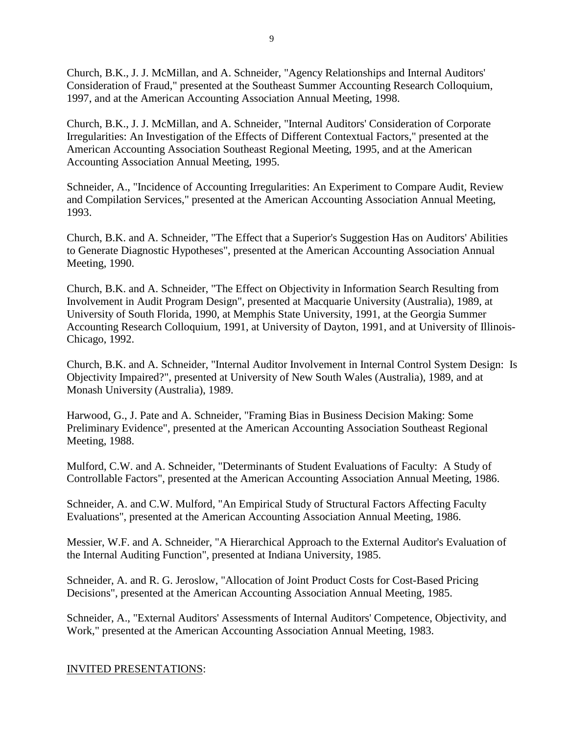Church, B.K., J. J. McMillan, and A. Schneider, "Agency Relationships and Internal Auditors' Consideration of Fraud," presented at the Southeast Summer Accounting Research Colloquium, 1997, and at the American Accounting Association Annual Meeting, 1998.

Church, B.K., J. J. McMillan, and A. Schneider, "Internal Auditors' Consideration of Corporate Irregularities: An Investigation of the Effects of Different Contextual Factors," presented at the American Accounting Association Southeast Regional Meeting, 1995, and at the American Accounting Association Annual Meeting, 1995.

Schneider, A., "Incidence of Accounting Irregularities: An Experiment to Compare Audit, Review and Compilation Services," presented at the American Accounting Association Annual Meeting, 1993.

Church, B.K. and A. Schneider, "The Effect that a Superior's Suggestion Has on Auditors' Abilities to Generate Diagnostic Hypotheses", presented at the American Accounting Association Annual Meeting, 1990.

Church, B.K. and A. Schneider, "The Effect on Objectivity in Information Search Resulting from Involvement in Audit Program Design", presented at Macquarie University (Australia), 1989, at University of South Florida, 1990, at Memphis State University, 1991, at the Georgia Summer Accounting Research Colloquium, 1991, at University of Dayton, 1991, and at University of Illinois-Chicago, 1992.

Church, B.K. and A. Schneider, "Internal Auditor Involvement in Internal Control System Design: Is Objectivity Impaired?", presented at University of New South Wales (Australia), 1989, and at Monash University (Australia), 1989.

Harwood, G., J. Pate and A. Schneider, "Framing Bias in Business Decision Making: Some Preliminary Evidence", presented at the American Accounting Association Southeast Regional Meeting, 1988.

Mulford, C.W. and A. Schneider, "Determinants of Student Evaluations of Faculty: A Study of Controllable Factors", presented at the American Accounting Association Annual Meeting, 1986.

Schneider, A. and C.W. Mulford, "An Empirical Study of Structural Factors Affecting Faculty Evaluations", presented at the American Accounting Association Annual Meeting, 1986.

Messier, W.F. and A. Schneider, "A Hierarchical Approach to the External Auditor's Evaluation of the Internal Auditing Function", presented at Indiana University, 1985.

Schneider, A. and R. G. Jeroslow, "Allocation of Joint Product Costs for Cost-Based Pricing Decisions", presented at the American Accounting Association Annual Meeting, 1985.

Schneider, A., "External Auditors' Assessments of Internal Auditors' Competence, Objectivity, and Work," presented at the American Accounting Association Annual Meeting, 1983.

<u>INVITED PRESENTATIONS</u>: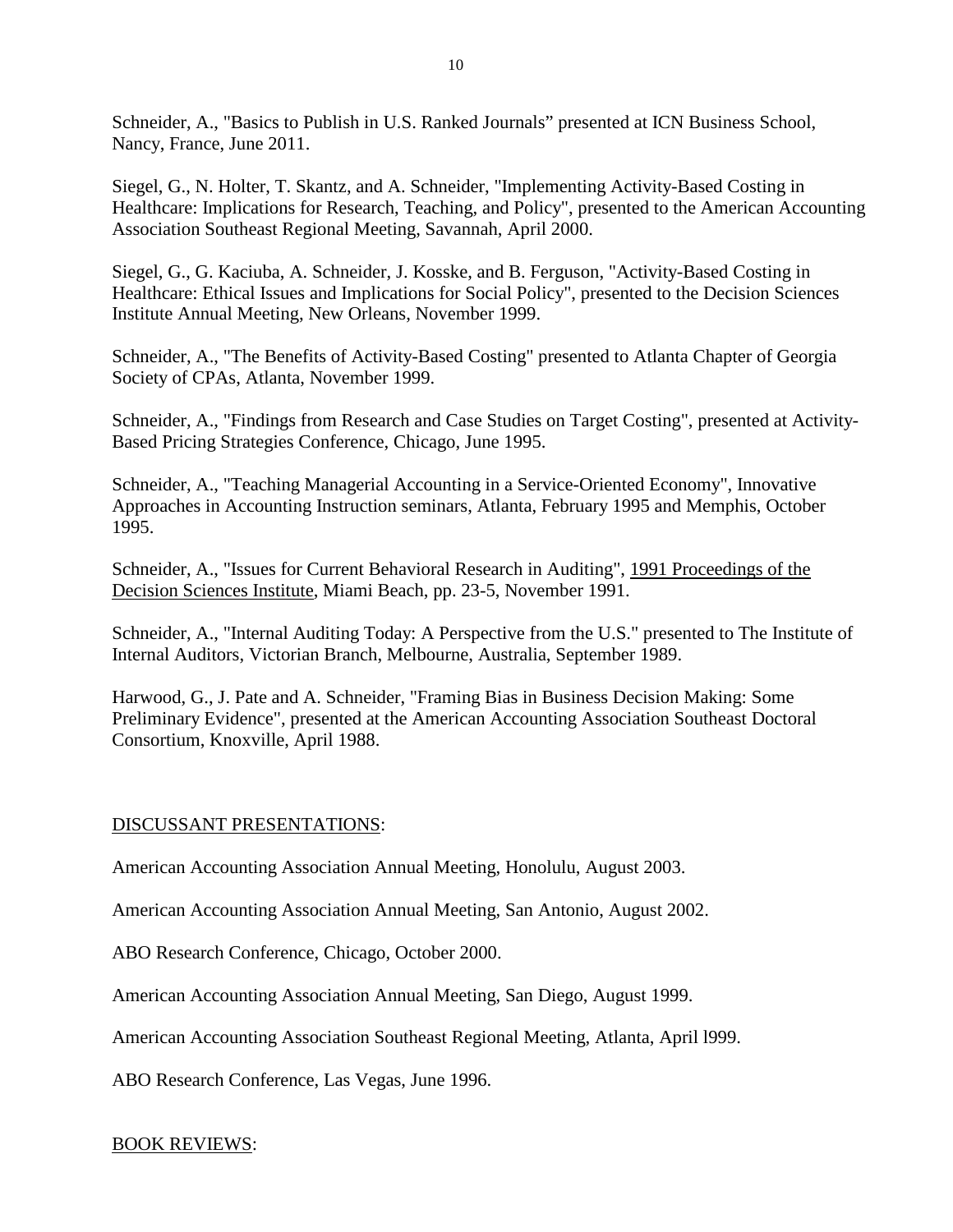Schneider, A., "Basics to Publish in U.S. Ranked Journals" presented at ICN Business School, Nancy, France, June 2011.

Siegel, G., N. Holter, T. Skantz, and A. Schneider, "Implementing Activity-Based Costing in Healthcare: Implications for Research, Teaching, and Policy", presented to the American Accounting Association Southeast Regional Meeting, Savannah, April 2000.

Siegel, G., G. Kaciuba, A. Schneider, J. Kosske, and B. Ferguson, "Activity-Based Costing in Healthcare: Ethical Issues and Implications for Social Policy", presented to the Decision Sciences Institute Annual Meeting, New Orleans, November 1999.

Schneider, A., "The Benefits of Activity-Based Costing" presented to Atlanta Chapter of Georgia Society of CPAs, Atlanta, November 1999.

Schneider, A., "Findings from Research and Case Studies on Target Costing", presented at Activity-Based Pricing Strategies Conference, Chicago, June 1995.

Schneider, A., "Teaching Managerial Accounting in a Service-Oriented Economy", Innovative Approaches in Accounting Instruction seminars, Atlanta, February 1995 and Memphis, October 1995.

Schneider, A., "Issues for Current Behavioral Research in Auditing", <u>1991 Proceedings of the Decision Sciences Institute</u>, Miami Beach, pp. 23-5, November 1991.

Schneider, A., "Internal Auditing Today: A Perspective from the U.S." presented to The Institute of Internal Auditors, Victorian Branch, Melbourne, Australia, September 1989.

Harwood, G., J. Pate and A. Schneider, "Framing Bias in Business Decision Making: Some Preliminary Evidence", presented at the American Accounting Association Southeast Doctoral Consortium, Knoxville, April 1988.

## DISCUSSANT PRESENTATIONS:

American Accounting Association Annual Meeting, Honolulu, August 2003.

American Accounting Association Annual Meeting, San Antonio, August 2002.

ABO Research Conference, Chicago, October 2000.

American Accounting Association Annual Meeting, San Diego, August 1999.

American Accounting Association Southeast Regional Meeting, Atlanta, April l999.

ABO Research Conference, Las Vegas, June 1996.

## BOOK REVIEWS: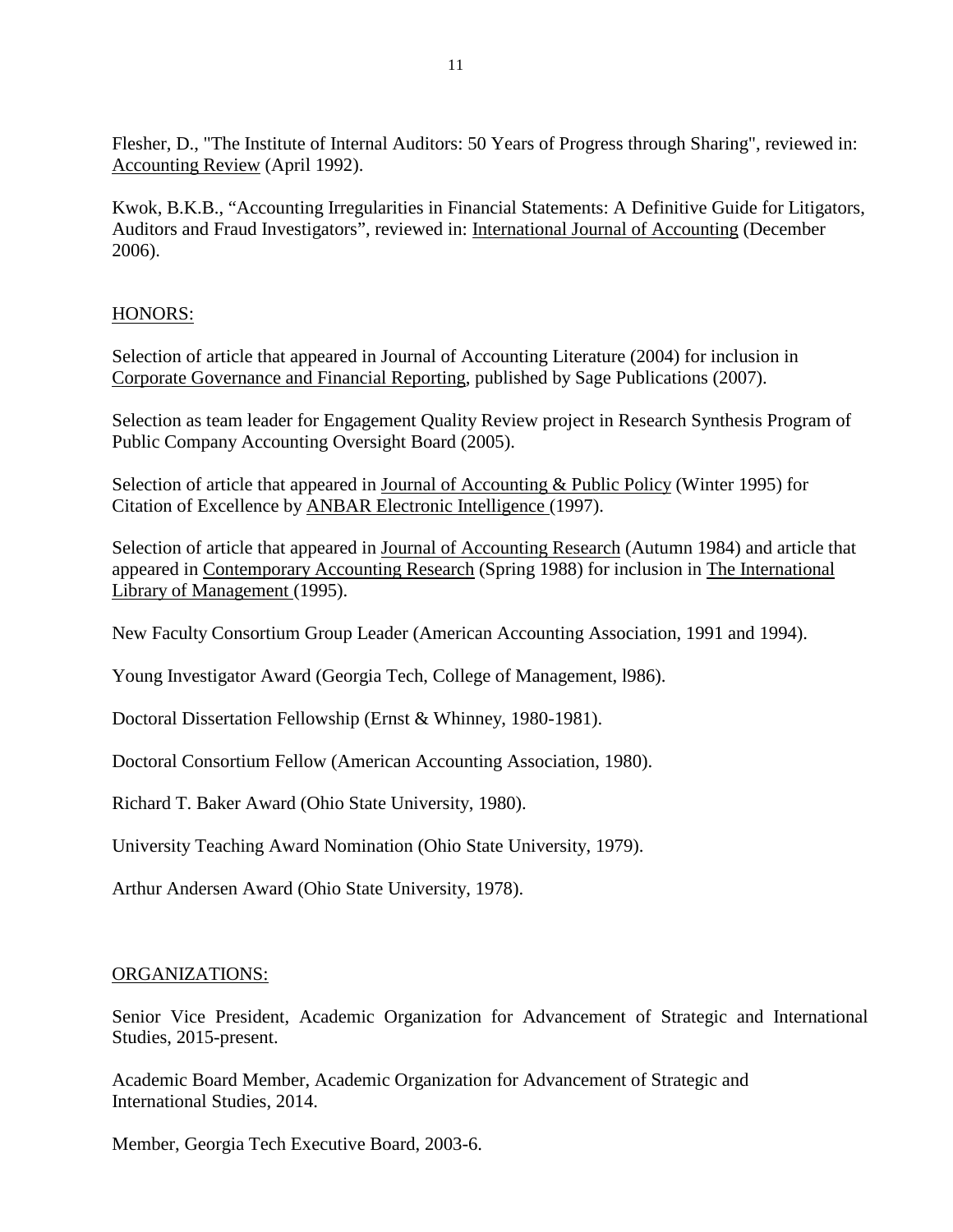Flesher, D., "The Institute of Internal Auditors: 50 Years of Progress through Sharing", reviewed in: Accounting Review (April 1992).

Kwok, B.K.B., "Accounting Irregularities in Financial Statements: A Definitive Guide for Litigators, Auditors and Fraud Investigators", reviewed in: International Journal of Accounting (December 2006).

## HONORS:

Selection of article that appeared in Journal of Accounting Literature (2004) for inclusion in Corporate Governance and Financial Reporting, published by Sage Publications (2007).

Selection as team leader for Engagement Quality Review project in Research Synthesis Program of Public Company Accounting Oversight Board (2005).

Selection of article that appeared in Journal of Accounting & Public Policy (Winter 1995) for Citation of Excellence by ANBAR Electronic Intelligence (1997).

Selection of article that appeared in Journal of Accounting Research (Autumn 1984) and article that appeared in Contemporary Accounting Research (Spring 1988) for inclusion in The International Library of Management (1995).

New Faculty Consortium Group Leader (American Accounting Association, 1991 and 1994).

Young Investigator Award (Georgia Tech, College of Management, l986).

Doctoral Dissertation Fellowship (Ernst & Whinney, 1980-1981).

Doctoral Consortium Fellow (American Accounting Association, 1980).

Richard T. Baker Award (Ohio State University, 1980).

University Teaching Award Nomination (Ohio State University, 1979).

Arthur Andersen Award (Ohio State University, 1978).

## ORGANIZATIONS:

Senior Vice President, Academic Organization for Advancement of Strategic and International Studies, 2015-present.

Academic Board Member, Academic Organization for Advancement of Strategic and International Studies, 2014.

Member, Georgia Tech Executive Board, 2003-6.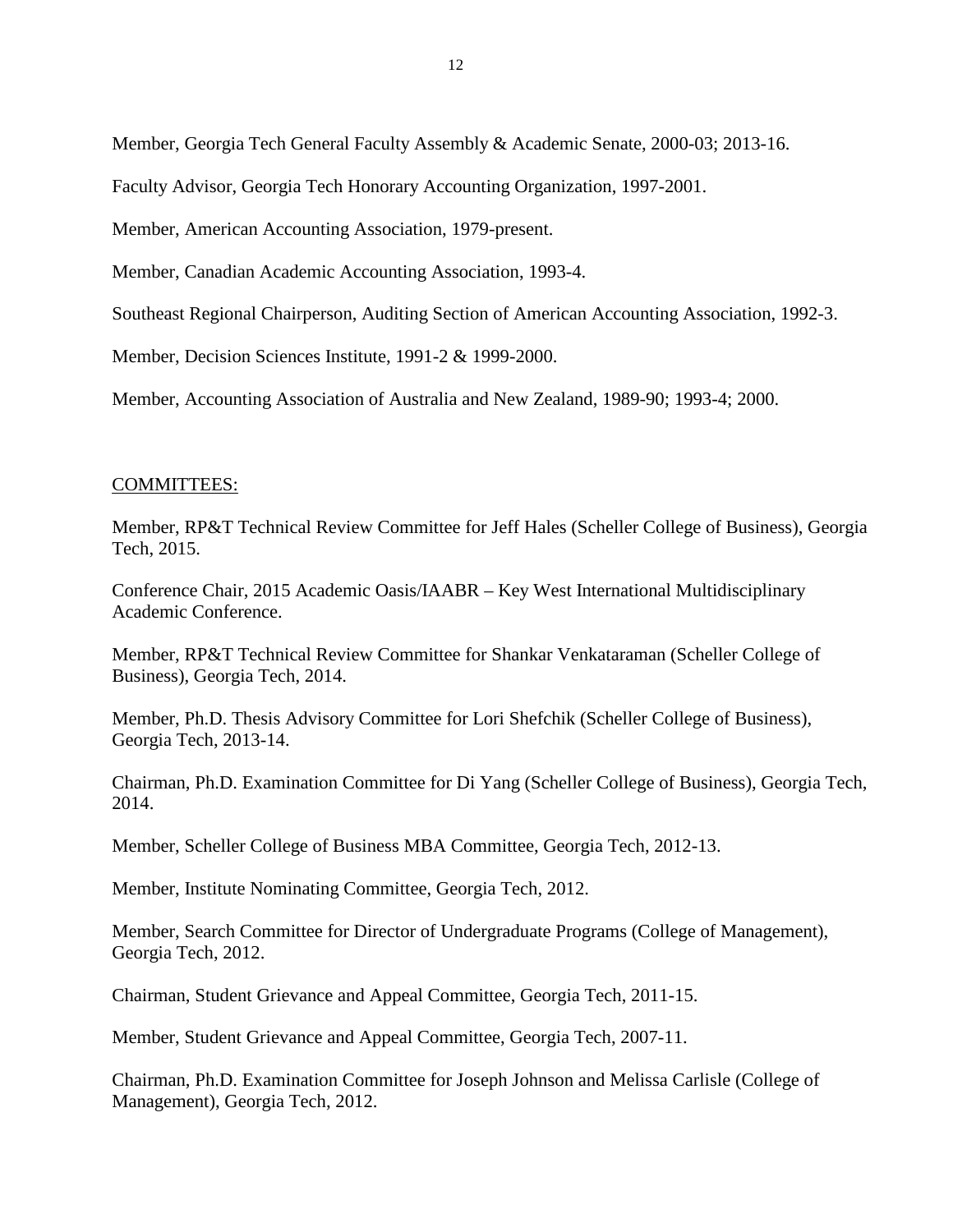Member, Georgia Tech General Faculty Assembly & Academic Senate, 2000-03; 2013-16.

Faculty Advisor, Georgia Tech Honorary Accounting Organization, 1997-2001.

Member, American Accounting Association, 1979-present.

Member, Canadian Academic Accounting Association, 1993-4.

Southeast Regional Chairperson, Auditing Section of American Accounting Association, 1992-3.

Member, Decision Sciences Institute, 1991-2 & 1999-2000.

Member, Accounting Association of Australia and New Zealand, 1989-90; 1993-4; 2000.

## COMMITTEES:

Member, RP&T Technical Review Committee for Jeff Hales (Scheller College of Business), Georgia Tech, 2015.

Conference Chair, 2015 Academic Oasis/IAABR – Key West International Multidisciplinary Academic Conference.

Member, RP&T Technical Review Committee for Shankar Venkataraman (Scheller College of Business), Georgia Tech, 2014.

Member, Ph.D. Thesis Advisory Committee for Lori Shefchik (Scheller College of Business), Georgia Tech, 2013-14.

Chairman, Ph.D. Examination Committee for Di Yang (Scheller College of Business), Georgia Tech, 2014.

Member, Scheller College of Business MBA Committee, Georgia Tech, 2012-13.

Member, Institute Nominating Committee, Georgia Tech, 2012.

Member, Search Committee for Director of Undergraduate Programs (College of Management), Georgia Tech, 2012.

Chairman, Student Grievance and Appeal Committee, Georgia Tech, 2011-15.

Member, Student Grievance and Appeal Committee, Georgia Tech, 2007-11.

Chairman, Ph.D. Examination Committee for Joseph Johnson and Melissa Carlisle (College of Management), Georgia Tech, 2012.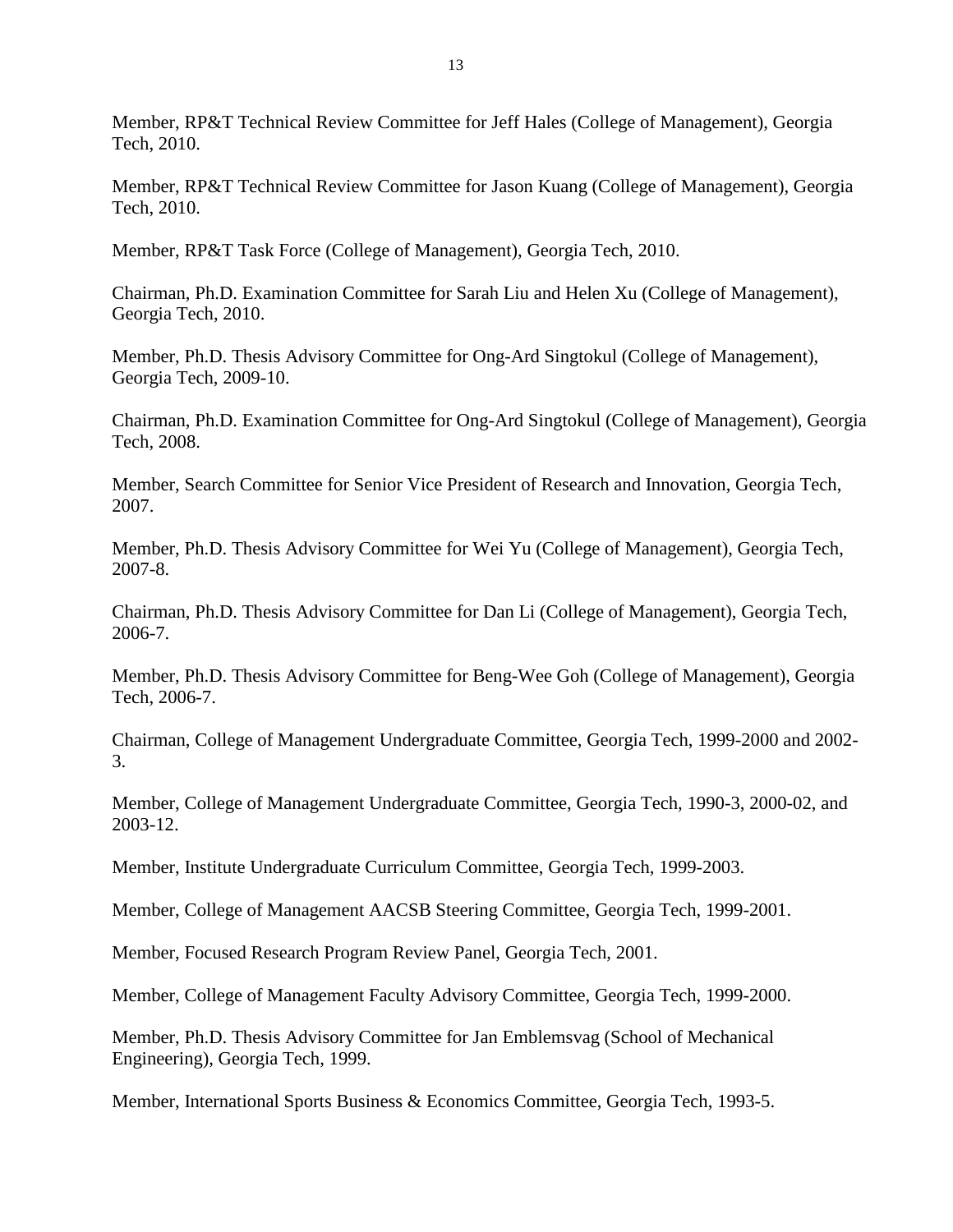Member, RP&T Technical Review Committee for Jeff Hales (College of Management), Georgia Tech, 2010.

Member, RP&T Technical Review Committee for Jason Kuang (College of Management), Georgia Tech, 2010.

Member, RP&T Task Force (College of Management), Georgia Tech, 2010.

Chairman, Ph.D. Examination Committee for Sarah Liu and Helen Xu (College of Management), Georgia Tech, 2010.

Member, Ph.D. Thesis Advisory Committee for Ong-Ard Singtokul (College of Management), Georgia Tech, 2009-10.

Chairman, Ph.D. Examination Committee for Ong-Ard Singtokul (College of Management), Georgia Tech, 2008.

Member, Search Committee for Senior Vice President of Research and Innovation, Georgia Tech, 2007.

Member, Ph.D. Thesis Advisory Committee for Wei Yu (College of Management), Georgia Tech, 2007-8.

Chairman, Ph.D. Thesis Advisory Committee for Dan Li (College of Management), Georgia Tech, 2006-7.

Member, Ph.D. Thesis Advisory Committee for Beng-Wee Goh (College of Management), Georgia Tech, 2006-7.

Chairman, College of Management Undergraduate Committee, Georgia Tech, 1999-2000 and 2002-3.

Member, College of Management Undergraduate Committee, Georgia Tech, 1990-3, 2000-02, and 2003-12.

Member, Institute Undergraduate Curriculum Committee, Georgia Tech, 1999-2003.

Member, College of Management AACSB Steering Committee, Georgia Tech, 1999-2001.

Member, Focused Research Program Review Panel, Georgia Tech, 2001.

Member, College of Management Faculty Advisory Committee, Georgia Tech, 1999-2000.

Member, Ph.D. Thesis Advisory Committee for Jan Emblemsvag (School of Mechanical Engineering), Georgia Tech, 1999.

Member, International Sports Business & Economics Committee, Georgia Tech, 1993-5.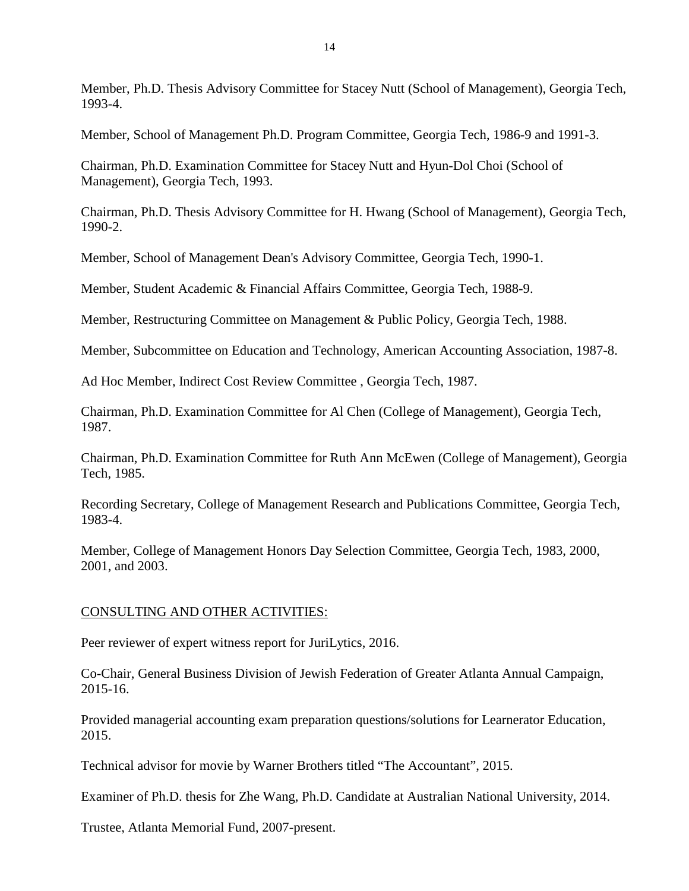Member, Ph.D. Thesis Advisory Committee for Stacey Nutt (School of Management), Georgia Tech, 1993-4.

Member, School of Management Ph.D. Program Committee, Georgia Tech, 1986-9 and 1991-3.

Chairman, Ph.D. Examination Committee for Stacey Nutt and Hyun-Dol Choi (School of Management), Georgia Tech, 1993.

Chairman, Ph.D. Thesis Advisory Committee for H. Hwang (School of Management), Georgia Tech, 1990-2.

Member, School of Management Dean's Advisory Committee, Georgia Tech, 1990-1.

Member, Student Academic & Financial Affairs Committee, Georgia Tech, 1988-9.

Member, Restructuring Committee on Management & Public Policy, Georgia Tech, 1988.

Member, Subcommittee on Education and Technology, American Accounting Association, 1987-8.

Ad Hoc Member, Indirect Cost Review Committee , Georgia Tech, 1987.

Chairman, Ph.D. Examination Committee for Al Chen (College of Management), Georgia Tech, 1987.

Chairman, Ph.D. Examination Committee for Ruth Ann McEwen (College of Management), Georgia Tech, 1985.

Recording Secretary, College of Management Research and Publications Committee, Georgia Tech, 1983-4.

Member, College of Management Honors Day Selection Committee, Georgia Tech, 1983, 2000, 2001, and 2003.

## CONSULTING AND OTHER ACTIVITIES:

Peer reviewer of expert witness report for JuriLytics, 2016.

Co-Chair, General Business Division of Jewish Federation of Greater Atlanta Annual Campaign, 2015-16.

Provided managerial accounting exam preparation questions/solutions for Learnerator Education, 2015.

Technical advisor for movie by Warner Brothers titled “The Accountant”, 2015.

Examiner of Ph.D. thesis for Zhe Wang, Ph.D. Candidate at Australian National University, 2014.

Trustee, Atlanta Memorial Fund, 2007-present.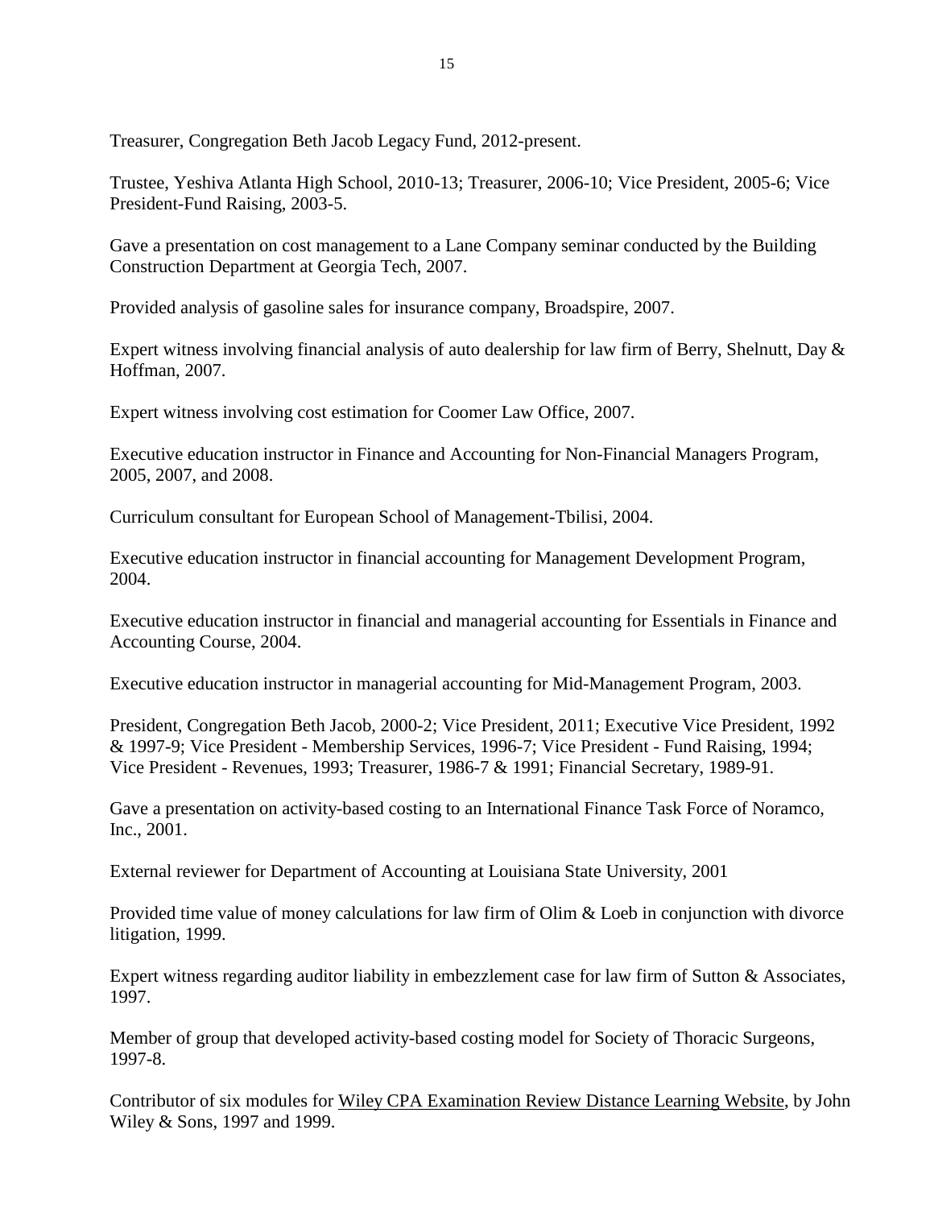Treasurer, Congregation Beth Jacob Legacy Fund, 2012-present.

Trustee, Yeshiva Atlanta High School, 2010-13; Treasurer, 2006-10; Vice President, 2005-6; Vice President-Fund Raising, 2003-5.

Gave a presentation on cost management to a Lane Company seminar conducted by the Building Construction Department at Georgia Tech, 2007.

Provided analysis of gasoline sales for insurance company, Broadspire, 2007.

Expert witness involving financial analysis of auto dealership for law firm of Berry, Shelnutt, Day & Hoffman, 2007.

Expert witness involving cost estimation for Coomer Law Office, 2007.

Executive education instructor in Finance and Accounting for Non-Financial Managers Program, 2005, 2007, and 2008.

Curriculum consultant for European School of Management-Tbilisi, 2004.

Executive education instructor in financial accounting for Management Development Program, 2004.

Executive education instructor in financial and managerial accounting for Essentials in Finance and Accounting Course, 2004.

Executive education instructor in managerial accounting for Mid-Management Program, 2003.

President, Congregation Beth Jacob, 2000-2; Vice President, 2011; Executive Vice President, 1992 & 1997-9; Vice President - Membership Services, 1996-7; Vice President - Fund Raising, 1994; Vice President - Revenues, 1993; Treasurer, 1986-7 & 1991; Financial Secretary, 1989-91.

Gave a presentation on activity-based costing to an International Finance Task Force of Noramco, Inc., 2001.

External reviewer for Department of Accounting at Louisiana State University, 2001

Provided time value of money calculations for law firm of Olim & Loeb in conjunction with divorce litigation, 1999.

Expert witness regarding auditor liability in embezzlement case for law firm of Sutton & Associates, 1997.

Member of group that developed activity-based costing model for Society of Thoracic Surgeons, 1997-8.

Contributor of six modules for Wiley CPA Examination Review Distance Learning Website, by John Wiley & Sons, 1997 and 1999.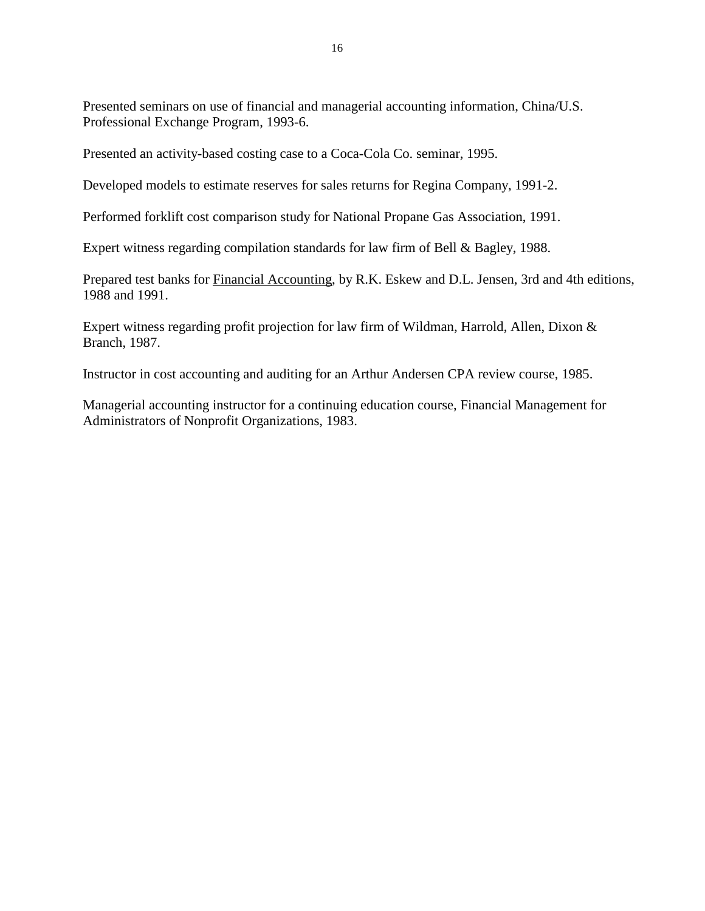Presented seminars on use of financial and managerial accounting information, China/U.S. Professional Exchange Program, 1993-6.

Presented an activity-based costing case to a Coca-Cola Co. seminar, 1995.

Developed models to estimate reserves for sales returns for Regina Company, 1991-2.

Performed forklift cost comparison study for National Propane Gas Association, 1991.

Expert witness regarding compilation standards for law firm of Bell & Bagley, 1988.

Prepared test banks for <u>Financial Accounting</u>, by R.K. Eskew and D.L. Jensen, 3rd and 4th editions, 1988 and 1991.

Expert witness regarding profit projection for law firm of Wildman, Harrold, Allen, Dixon & Branch, 1987.

Instructor in cost accounting and auditing for an Arthur Andersen CPA review course, 1985.

Managerial accounting instructor for a continuing education course, Financial Management for Administrators of Nonprofit Organizations, 1983.